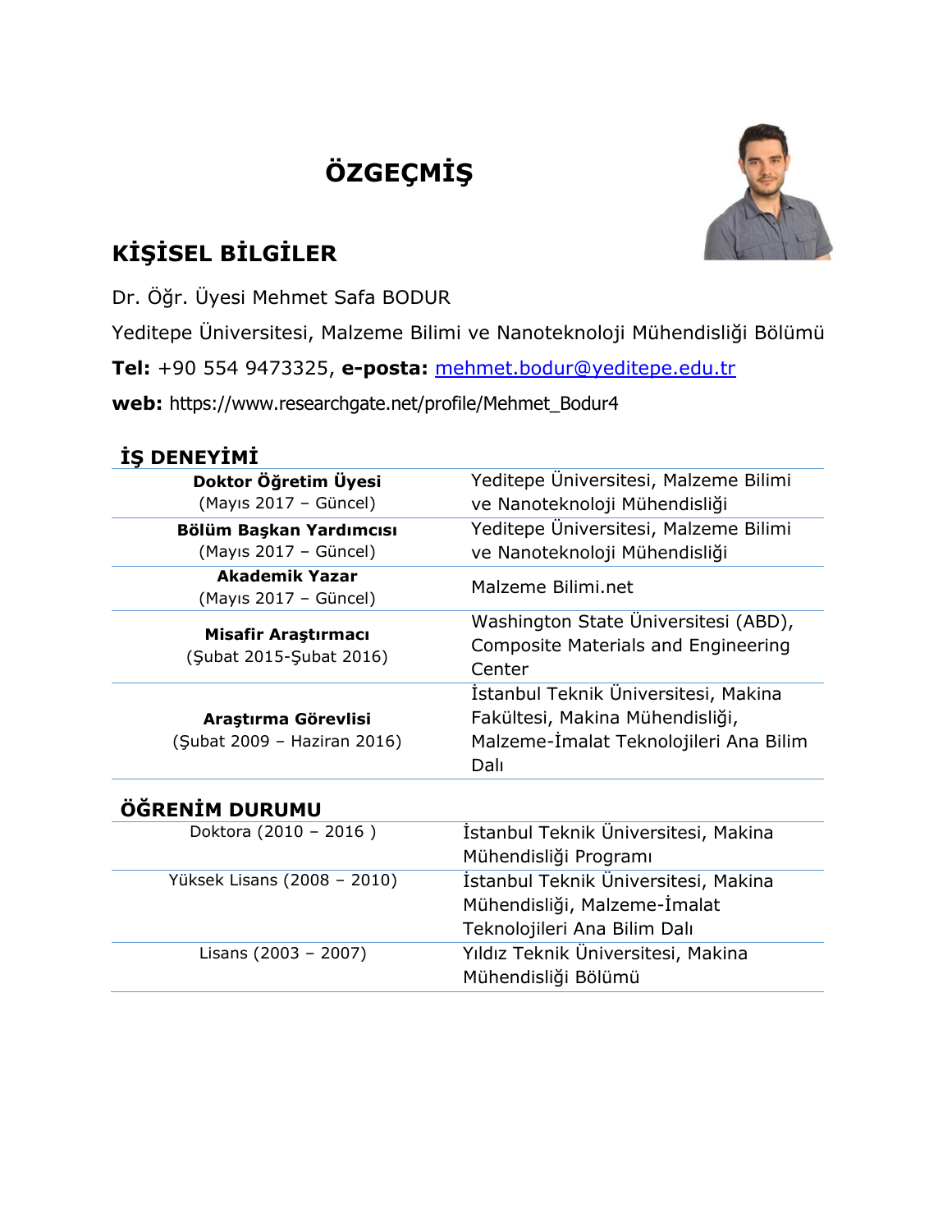# ÖZGEÇMİŞ

## KİŞİSEL BİLGİLER

Dr. Öğr. Üyesi Mehmet Safa BODUR

Yeditepe Üniversitesi, Malzeme Bilimi ve Nanoteknoloji Mühendisliği Bölümü

**Tel:** +90 554 9473325, **e-posta:** mehmet.bodur@yeditepe.edu.tr

**web:** https://www.researchgate.net/profile/Mehmet_Bodur4

## İŞ DENEYİMİ

| | |
|---|---|
| **Doktor Öğretim Üyesi** (Mayıs 2017 – Güncel) | Yeditepe Üniversitesi, Malzeme Bilimi ve Nanoteknoloji Mühendisliği |
| **Bölüm Başkan Yardımcısı** (Mayıs 2017 – Güncel) | Yeditepe Üniversitesi, Malzeme Bilimi ve Nanoteknoloji Mühendisliği |
| **Akademik Yazar** (Mayıs 2017 – Güncel) | Malzeme Bilimi.net |
| **Misafir Araştırmacı** (Şubat 2015-Şubat 2016) | Washington State Üniversitesi (ABD), Composite Materials and Engineering Center |
| **Araştırma Görevlisi** (Şubat 2009 – Haziran 2016) | İstanbul Teknik Üniversitesi, Makina Fakültesi, Makina Mühendisliği, Malzeme-İmalat Teknolojileri Ana Bilim Dalı |

## ÖĞRENİM DURUMU

| | |
|---|---|
| Doktora (2010 – 2016 ) | İstanbul Teknik Üniversitesi, Makina Mühendisliği Programı |
| Yüksek Lisans (2008 – 2010) | İstanbul Teknik Üniversitesi, Makina Mühendisliği, Malzeme-İmalat Teknolojileri Ana Bilim Dalı |
| Lisans (2003 – 2007) | Yıldız Teknik Üniversitesi, Makina Mühendisliği Bölümü |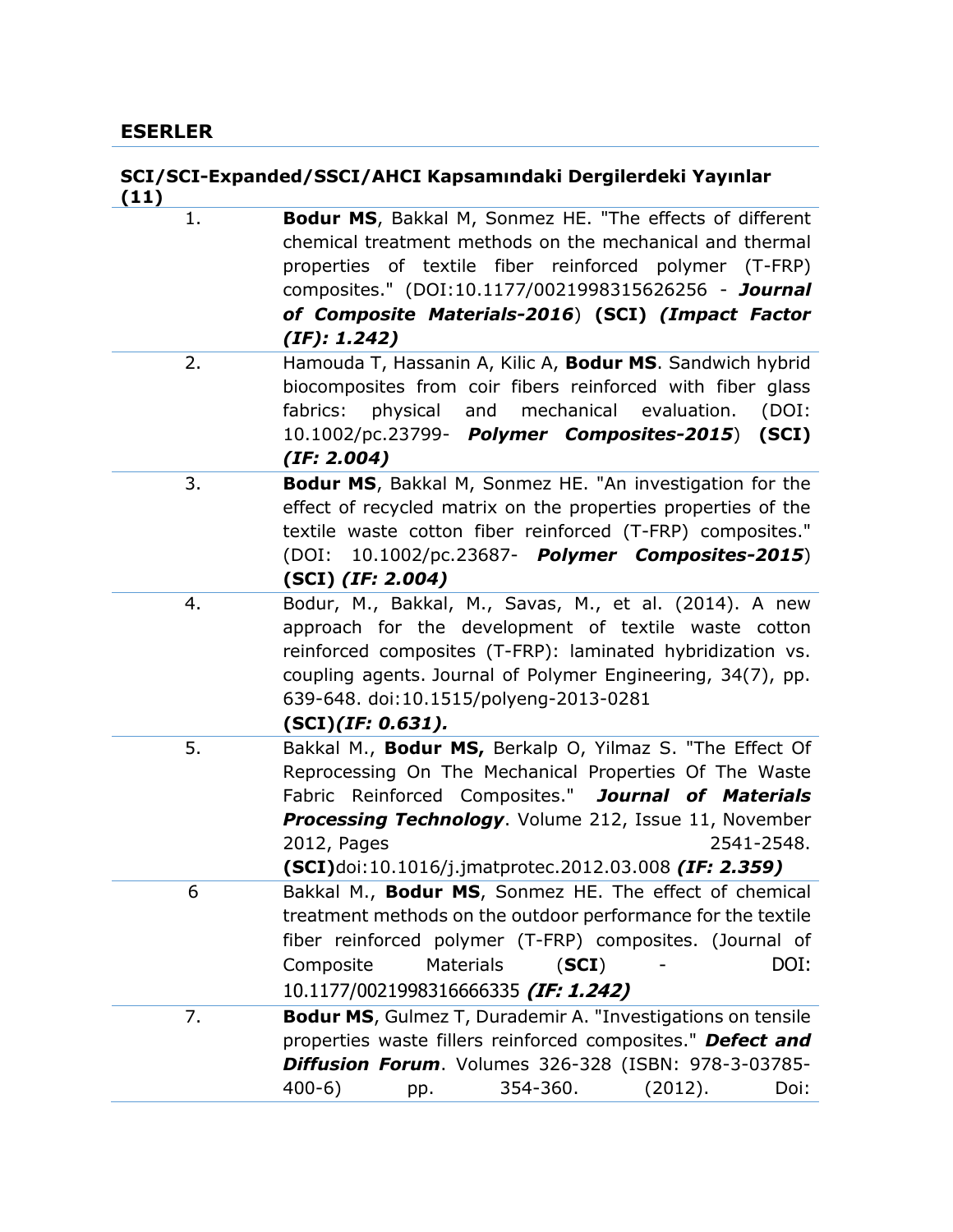## ESERLER

### SCI/SCI-Expanded/SSCI/AHCI Kapsamındaki Dergilerdeki Yayınlar (11)

| | |
|---|---|
| 1. | **Bodur MS**, Bakkal M, Sonmez HE. "The effects of different chemical treatment methods on the mechanical and thermal properties of textile fiber reinforced polymer (T-FRP) composites." (DOI:10.1177/0021998315626256 - ***Journal of Composite Materials-2016***) **(SCI)** ***(Impact Factor (IF): 1.242)*** |
| 2. | Hamouda T, Hassanin A, Kilic A, **Bodur MS**. Sandwich hybrid biocomposites from coir fibers reinforced with fiber glass fabrics: physical and mechanical evaluation. (DOI: 10.1002/pc.23799- ***Polymer Composites-2015***) **(SCI)** ***(IF: 2.004)*** |
| 3. | **Bodur MS**, Bakkal M, Sonmez HE. "An investigation for the effect of recycled matrix on the properties properties of the textile waste cotton fiber reinforced (T-FRP) composites." (DOI: 10.1002/pc.23687- ***Polymer Composites-2015***) **(SCI)** ***(IF: 2.004)*** |
| 4. | Bodur, M., Bakkal, M., Savas, M., et al. (2014). A new approach for the development of textile waste cotton reinforced composites (T-FRP): laminated hybridization vs. coupling agents. Journal of Polymer Engineering, 34(7), pp. 639-648. doi:10.1515/polyeng-2013-0281 **(SCI)*****(IF: 0.631).*** |
| 5. | Bakkal M., **Bodur MS,** Berkalp O, Yilmaz S. "The Effect Of Reprocessing On The Mechanical Properties Of The Waste Fabric Reinforced Composites." ***Journal of Materials Processing Technology***. Volume 212, Issue 11, November 2012, Pages 2541-2548. **(SCI)**doi:10.1016/j.jmatprotec.2012.03.008 ***(IF: 2.359)*** |
| 6 | Bakkal M., **Bodur MS**, Sonmez HE. The effect of chemical treatment methods on the outdoor performance for the textile fiber reinforced polymer (T-FRP) composites. (Journal of Composite Materials (**SCI**) - DOI: 10.1177/0021998316666335 ***(IF: 1.242)*** |
| 7. | **Bodur MS**, Gulmez T, Durademir A. "Investigations on tensile properties waste fillers reinforced composites." ***Defect and Diffusion Forum***. Volumes 326-328 (ISBN: 978-3-03785-400-6) pp. 354-360. (2012). Doi: |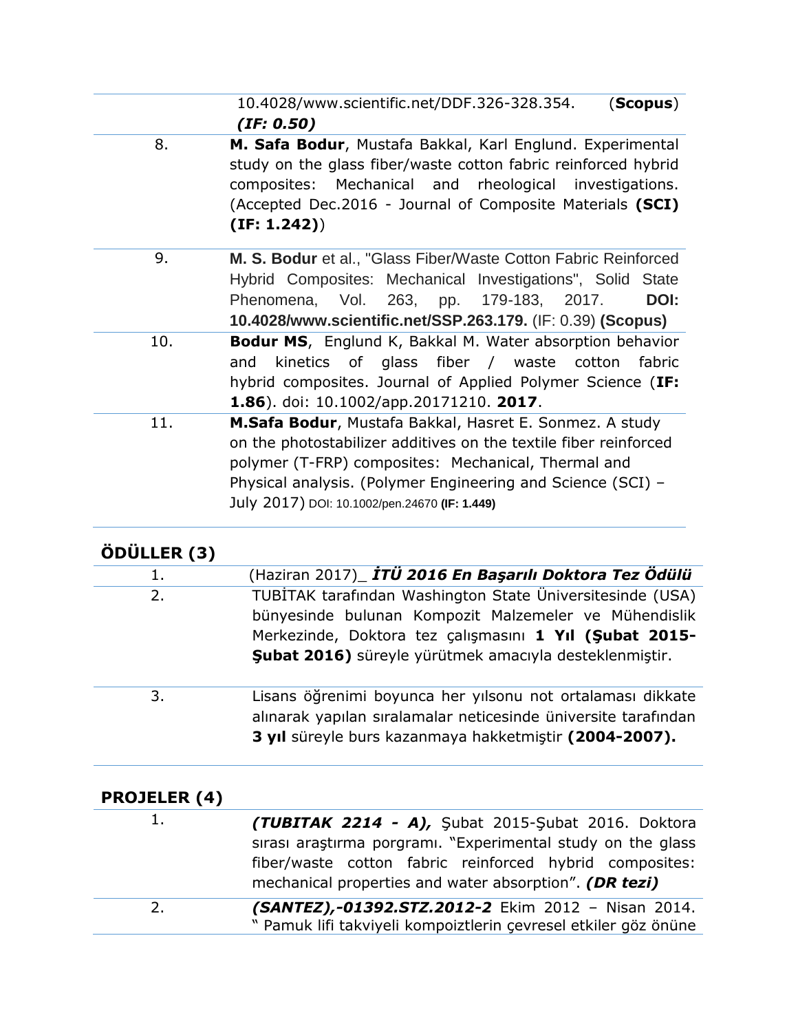| | |
|---|---|
| | 10.4028/www.scientific.net/DDF.326-328.354. (**Scopus**) ***(IF: 0.50)*** |
| 8. | **M. Safa Bodur**, Mustafa Bakkal, Karl Englund. Experimental study on the glass fiber/waste cotton fabric reinforced hybrid composites: Mechanical and rheological investigations. (Accepted Dec.2016 - Journal of Composite Materials **(SCI) (IF: 1.242)**) |
| 9. | **M. S. Bodur** et al., "Glass Fiber/Waste Cotton Fabric Reinforced Hybrid Composites: Mechanical Investigations", Solid State Phenomena, Vol. 263, pp. 179-183, 2017. **DOI: 10.4028/www.scientific.net/SSP.263.179.** (IF: 0.39) **(Scopus)** |
| 10. | **Bodur MS**, Englund K, Bakkal M. Water absorption behavior and kinetics of glass fiber / waste cotton fabric hybrid composites. Journal of Applied Polymer Science (**IF: 1.86**). doi: 10.1002/app.20171210. **2017**. |
| 11. | **M.Safa Bodur**, Mustafa Bakkal, Hasret E. Sonmez. A study on the photostabilizer additives on the textile fiber reinforced polymer (T-FRP) composites: Mechanical, Thermal and Physical analysis. (Polymer Engineering and Science (SCI) – July 2017) DOI: 10.1002/pen.24670 **(IF: 1.449)** |

## ÖDÜLLER (3)

| | |
|---|---|
| 1. | (Haziran 2017)_ ***İTÜ 2016 En Başarılı Doktora Tez Ödülü*** |
| 2. | TUBİTAK tarafından Washington State Üniversitesinde (USA) bünyesinde bulunan Kompozit Malzemeler ve Mühendislik Merkezinde, Doktora tez çalışmasını **1 Yıl (Şubat 2015-Şubat 2016)** süreyle yürütmek amacıyla desteklenmiştir. |
| 3. | Lisans öğrenimi boyunca her yılsonu not ortalaması dikkate alınarak yapılan sıralamalar neticesinde üniversite tarafından **3 yıl** süreyle burs kazanmaya hakketmiştir **(2004-2007).** |

## PROJELER (4)

| | |
|---|---|
| 1. | ***(TUBITAK 2214 - A),*** Şubat 2015-Şubat 2016. Doktora sırası araştırma porgramı. "Experimental study on the glass fiber/waste cotton fabric reinforced hybrid composites: mechanical properties and water absorption". ***(DR tezi)*** |
| 2. | ***(SANTEZ),-01392.STZ.2012-2*** Ekim 2012 – Nisan 2014. " Pamuk lifi takviyeli kompoiztlerin çevresel etkiler göz önüne |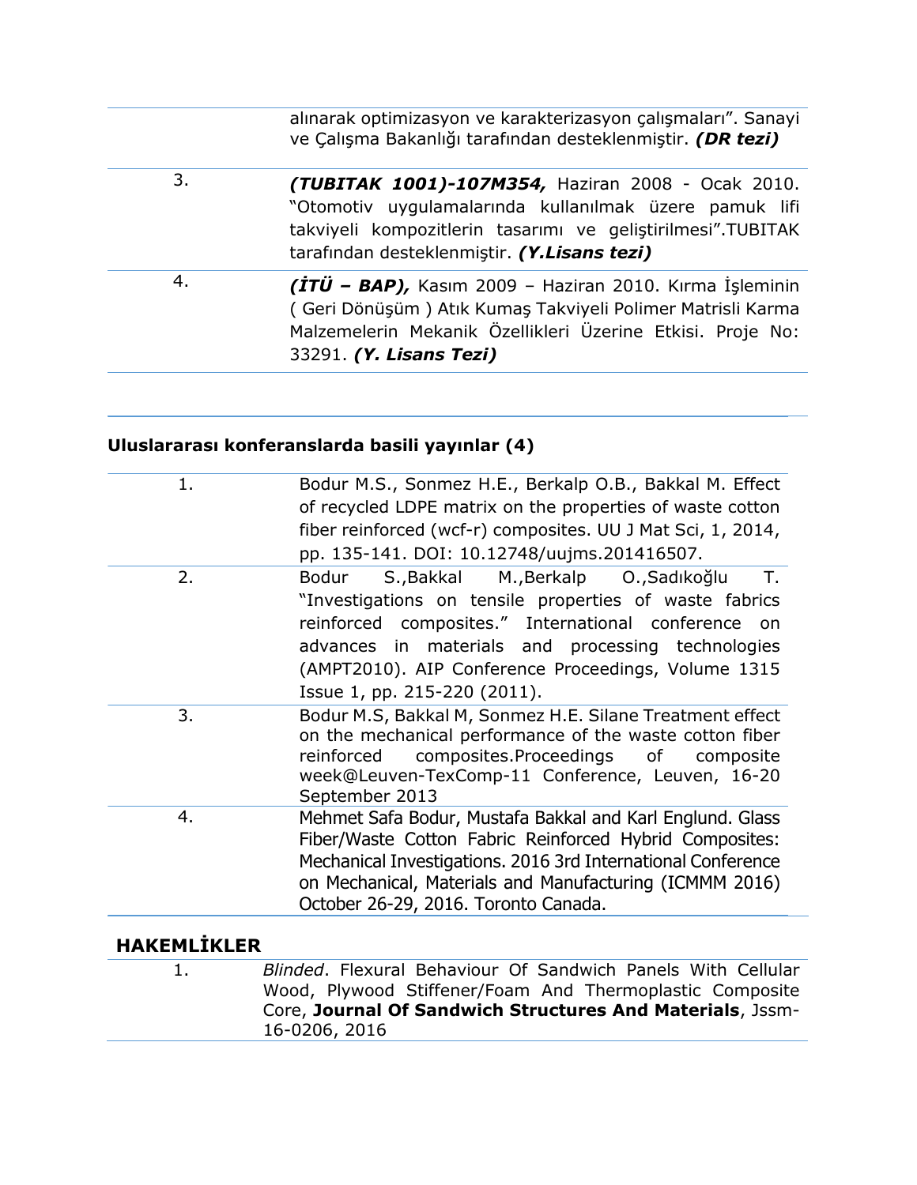| | |
|---|---|
| | alınarak optimizasyon ve karakterizasyon çalışmaları". Sanayi ve Çalışma Bakanlığı tarafından desteklenmiştir. ***(DR tezi)*** |
| 3. | ***(TUBITAK 1001)-107M354,*** Haziran 2008 - Ocak 2010. "Otomotiv uygulamalarında kullanılmak üzere pamuk lifi takviyeli kompozitlerin tasarımı ve geliştirilmesi".TUBITAK tarafından desteklenmiştir. ***(Y.Lisans tezi)*** |
| 4. | ***(İTÜ – BAP),*** Kasım 2009 – Haziran 2010. Kırma İşleminin ( Geri Dönüşüm ) Atık Kumaş Takviyeli Polimer Matrisli Karma Malzemelerin Mekanik Özellikleri Üzerine Etkisi. Proje No: 33291. ***(Y. Lisans Tezi)*** |

## Uluslararası konferanslarda basili yayınlar (4)

| | |
|---|---|
| 1. | Bodur M.S., Sonmez H.E., Berkalp O.B., Bakkal M. Effect of recycled LDPE matrix on the properties of waste cotton fiber reinforced (wcf-r) composites. UU J Mat Sci, 1, 2014, pp. 135-141. DOI: 10.12748/uujms.201416507. |
| 2. | Bodur S.,Bakkal M.,Berkalp O.,Sadıkoğlu T. "Investigations on tensile properties of waste fabrics reinforced composites." International conference on advances in materials and processing technologies (AMPT2010). AIP Conference Proceedings, Volume 1315 Issue 1, pp. 215-220 (2011). |
| 3. | Bodur M.S, Bakkal M, Sonmez H.E. Silane Treatment effect on the mechanical performance of the waste cotton fiber reinforced composites.Proceedings of composite week@Leuven-TexComp-11 Conference, Leuven, 16-20 September 2013 |
| 4. | Mehmet Safa Bodur, Mustafa Bakkal and Karl Englund. Glass Fiber/Waste Cotton Fabric Reinforced Hybrid Composites: Mechanical Investigations. 2016 3rd International Conference on Mechanical, Materials and Manufacturing (ICMMM 2016) October 26-29, 2016. Toronto Canada. |

## HAKEMLİKLER

| | |
|---|---|
| 1. | *Blinded*. Flexural Behaviour Of Sandwich Panels With Cellular Wood, Plywood Stiffener/Foam And Thermoplastic Composite Core, **Journal Of Sandwich Structures And Materials**, Jssm-16-0206, 2016 |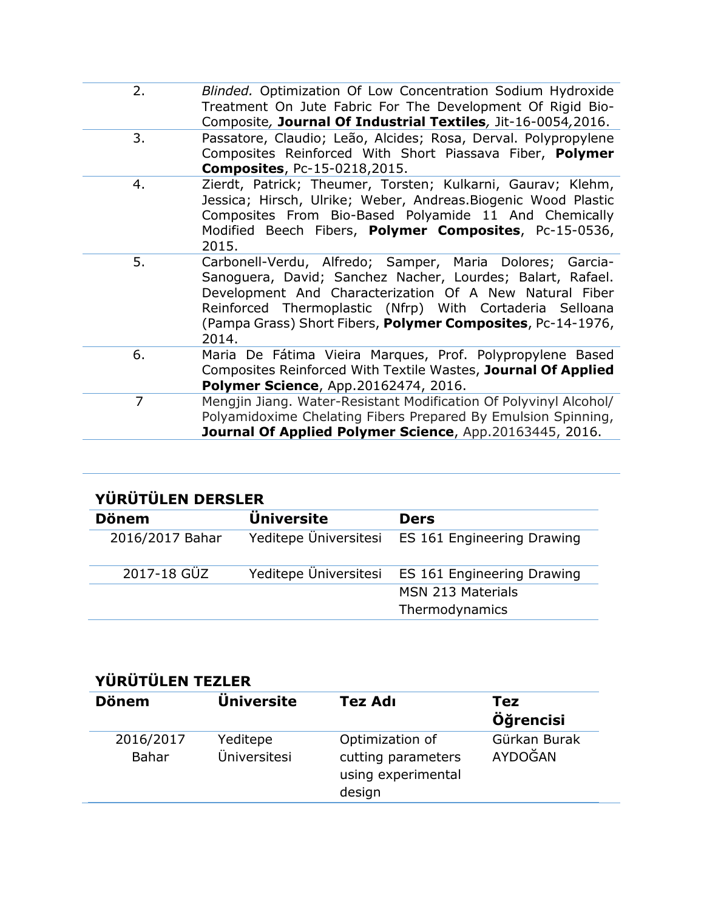| | |
|---|---|
| 2. | *Blinded.* Optimization Of Low Concentration Sodium Hydroxide Treatment On Jute Fabric For The Development Of Rigid Bio-Composite*,* **Journal Of Industrial Textiles***,* Jit-16-0054*,*2016. |
| 3. | Passatore, Claudio; Leão, Alcides; Rosa, Derval. Polypropylene Composites Reinforced With Short Piassava Fiber, **Polymer Composites**, Pc-15-0218,2015. |
| 4. | Zierdt, Patrick; Theumer, Torsten; Kulkarni, Gaurav; Klehm, Jessica; Hirsch, Ulrike; Weber, Andreas.Biogenic Wood Plastic Composites From Bio-Based Polyamide 11 And Chemically Modified Beech Fibers, **Polymer Composites**, Pc-15-0536, 2015. |
| 5. | Carbonell-Verdu, Alfredo; Samper, Maria Dolores; Garcia-Sanoguera, David; Sanchez Nacher, Lourdes; Balart, Rafael. Development And Characterization Of A New Natural Fiber Reinforced Thermoplastic (Nfrp) With Cortaderia Selloana (Pampa Grass) Short Fibers, **Polymer Composites**, Pc-14-1976, 2014. |
| 6. | Maria De Fátima Vieira Marques, Prof. Polypropylene Based Composites Reinforced With Textile Wastes, **Journal Of Applied Polymer Science**, App.20162474, 2016. |
| 7 | Mengjin Jiang. Water-Resistant Modification Of Polyvinyl Alcohol/ Polyamidoxime Chelating Fibers Prepared By Emulsion Spinning, **Journal Of Applied Polymer Science**, App.20163445, 2016. |

## YÜRÜTÜLEN DERSLER

| Dönem | Üniversite | Ders |
|---|---|---|
| 2016/2017 Bahar | Yeditepe Üniversitesi | ES 161 Engineering Drawing |
| 2017-18 GÜZ | Yeditepe Üniversitesi | ES 161 Engineering Drawing |
| | | MSN 213 Materials Thermodynamics |

## YÜRÜTÜLEN TEZLER

| Dönem | Üniversite | Tez Adı | Tez Öğrencisi |
|---|---|---|---|
| 2016/2017 Bahar | Yeditepe Üniversitesi | Optimization of cutting parameters using experimental design | Gürkan Burak AYDOĞAN |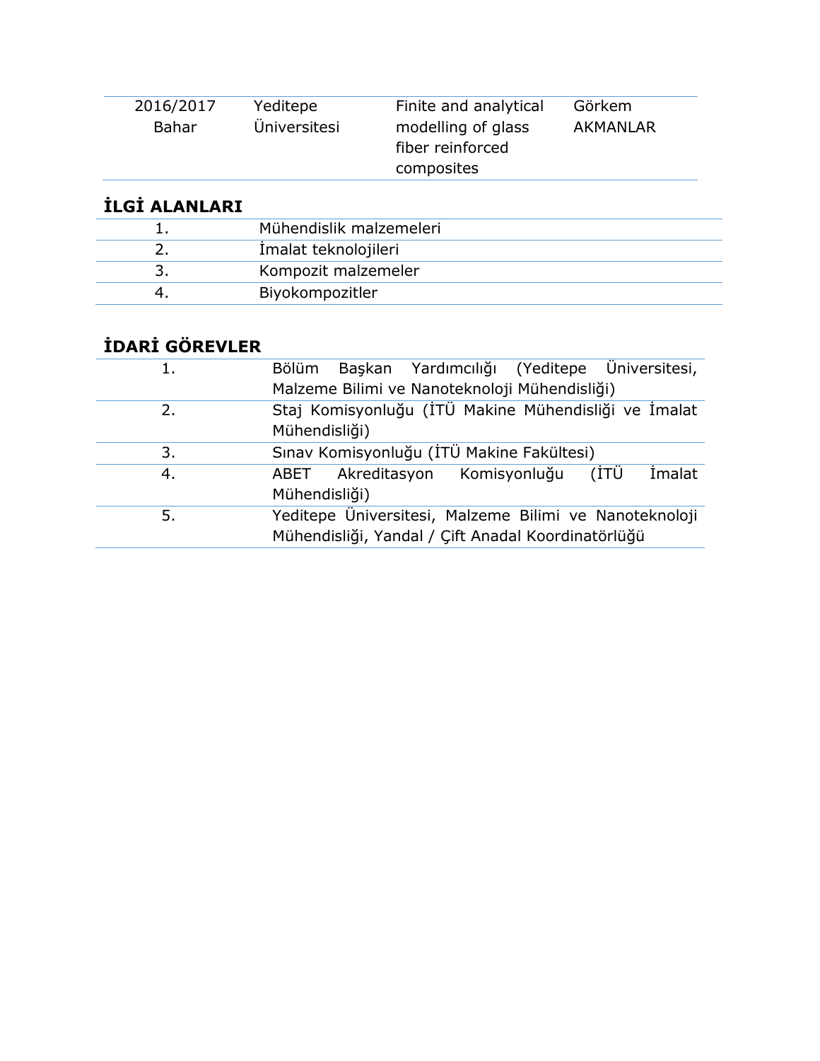| | | | |
|---|---|---|---|
| 2016/2017 Bahar | Yeditepe Üniversitesi | Finite and analytical modelling of glass fiber reinforced composites | Görkem AKMANLAR |

## İLGİ ALANLARI

| | |
|---|---|
| 1. | Mühendislik malzemeleri |
| 2. | İmalat teknolojileri |
| 3. | Kompozit malzemeler |
| 4. | Biyokompozitler |

## İDARİ GÖREVLER

| | |
|---|---|
| 1. | Bölüm Başkan Yardımcılığı (Yeditepe Üniversitesi, Malzeme Bilimi ve Nanoteknoloji Mühendisliği) |
| 2. | Staj Komisyonluğu (İTÜ Makine Mühendisliği ve İmalat Mühendisliği) |
| 3. | Sınav Komisyonluğu (İTÜ Makine Fakültesi) |
| 4. | ABET Akreditasyon Komisyonluğu (İTÜ İmalat Mühendisliği) |
| 5. | Yeditepe Üniversitesi, Malzeme Bilimi ve Nanoteknoloji Mühendisliği, Yandal / Çift Anadal Koordinatörlüğü |